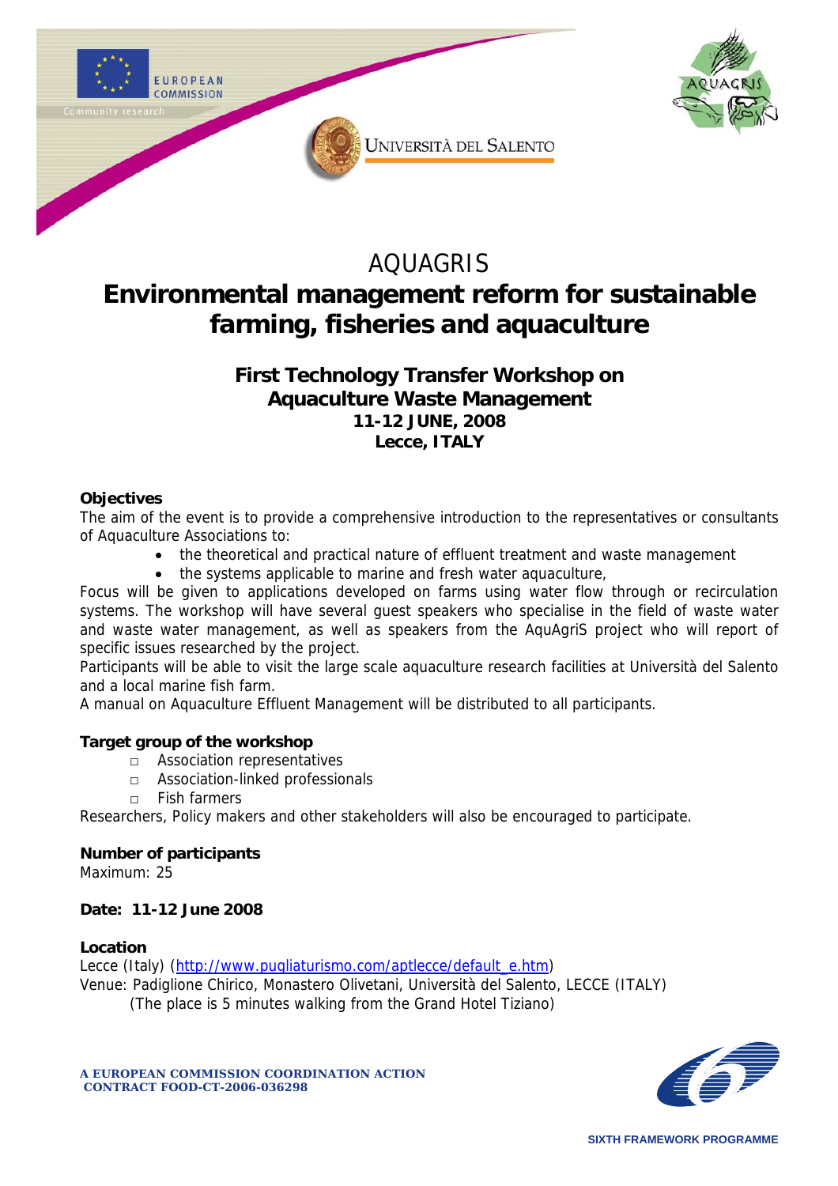# AQUAGRIS

# Environmental management reform for sustainable farming, fisheries and aquaculture

## First Technology Transfer Workshop on Aquaculture Waste Management

**11-12 JUNE, 2008**

**Lecce, ITALY**

**Objectives**

The aim of the event is to provide a comprehensive introduction to the representatives or consultants of Aquaculture Associations to:

- the theoretical and practical nature of effluent treatment and waste management
- the systems applicable to marine and fresh water aquaculture,

Focus will be given to applications developed on farms using water flow through or recirculation systems. The workshop will have several guest speakers who specialise in the field of waste water and waste water management, as well as speakers from the AquAgriS project who will report of specific issues researched by the project.

Participants will be able to visit the large scale aquaculture research facilities at Università del Salento and a local marine fish farm.

A manual on Aquaculture Effluent Management will be distributed to all participants.

**Target group of the workshop**

- Association representatives
- Association-linked professionals
- Fish farmers

Researchers, Policy makers and other stakeholders will also be encouraged to participate.

**Number of participants**

Maximum: 25

**Date: 11-12 June 2008**

**Location**

Lecce (Italy) (http://www.pugliaturismo.com/aptlecce/default_e.htm)

Venue: Padiglione Chirico, Monastero Olivetani, Università del Salento, LECCE (ITALY)

(The place is 5 minutes walking from the Grand Hotel Tiziano)

**A EUROPEAN COMMISSION COORDINATION ACTION**
**CONTRACT FOOD-CT-2006-036298**

SIXTH FRAMEWORK PROGRAMME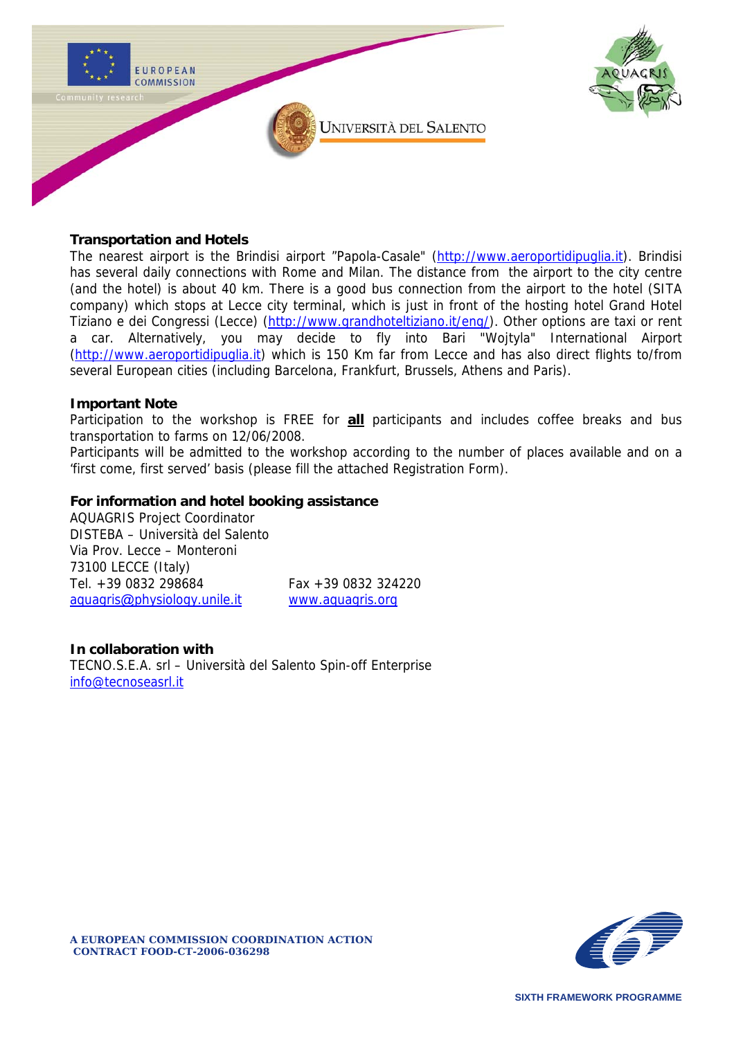**Transportation and Hotels**

The nearest airport is the Brindisi airport "Papola-Casale" (http://www.aeroportidipuglia.it). Brindisi has several daily connections with Rome and Milan. The distance from the airport to the city centre (and the hotel) is about 40 km. There is a good bus connection from the airport to the hotel (SITA company) which stops at Lecce city terminal, which is just in front of the hosting hotel Grand Hotel Tiziano e dei Congressi (Lecce) (http://www.grandhoteltiziano.it/eng/). Other options are taxi or rent a car. Alternatively, you may decide to fly into Bari "Wojtyla" International Airport (http://www.aeroportidipuglia.it) which is 150 Km far from Lecce and has also direct flights to/from several European cities (including Barcelona, Frankfurt, Brussels, Athens and Paris).

**Important Note**

Participation to the workshop is FREE for **all** participants and includes coffee breaks and bus transportation to farms on 12/06/2008.

Participants will be admitted to the workshop according to the number of places available and on a 'first come, first served' basis (please fill the attached Registration Form).

**For information and hotel booking assistance**

AQUAGRIS Project Coordinator
DISTEBA – Università del Salento
Via Prov. Lecce – Monteroni
73100 LECCE (Italy)
Tel. +39 0832 298684 Fax +39 0832 324220
aquagris@physiology.unile.it www.aquagris.org

**In collaboration with**

TECNO.S.E.A. srl – Università del Salento Spin-off Enterprise
info@tecnoseasrl.it

**A EUROPEAN COMMISSION COORDINATION ACTION**
**CONTRACT FOOD-CT-2006-036298**

SIXTH FRAMEWORK PROGRAMME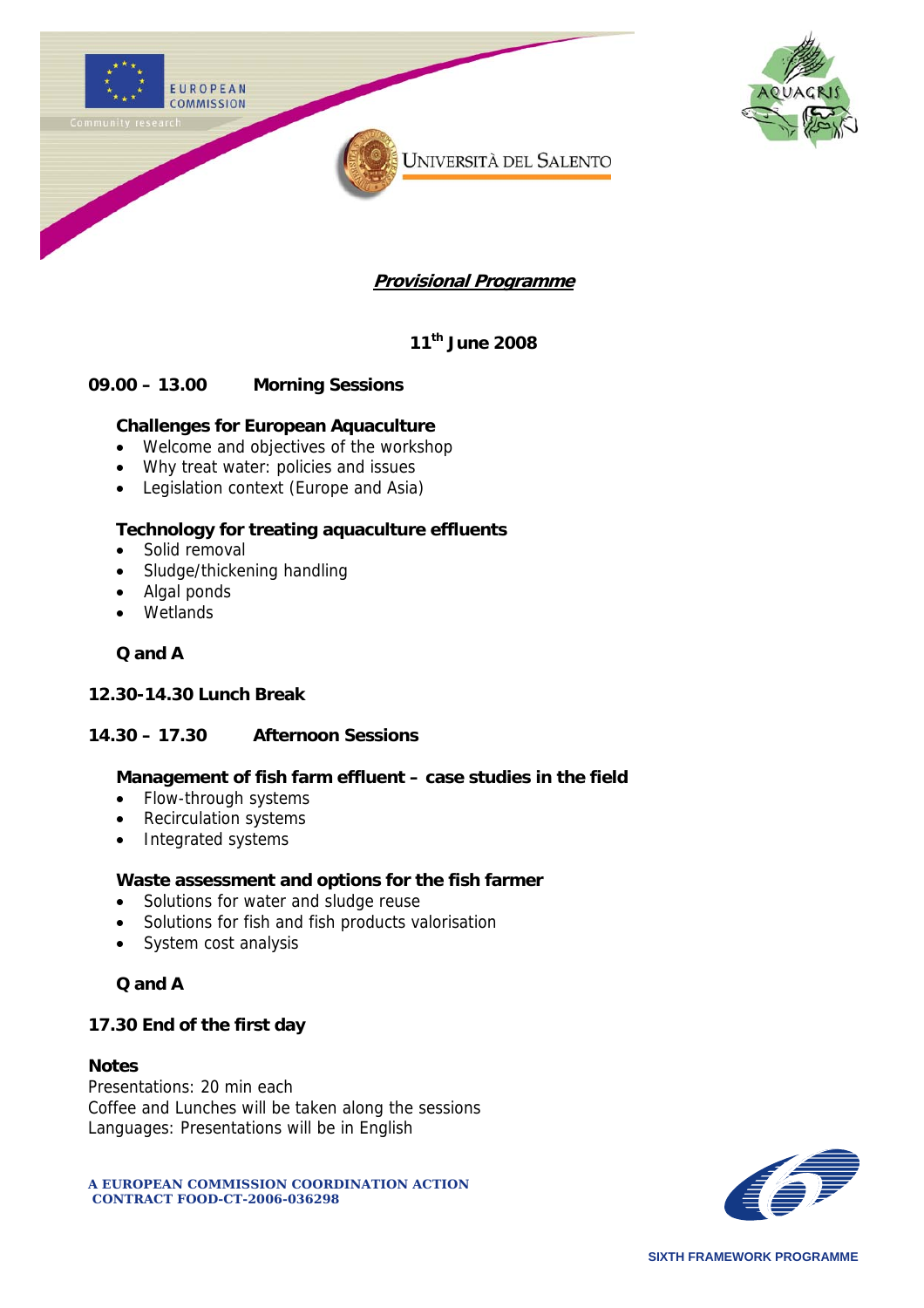## ***Provisional Programme***

**11th June 2008**

**09.00 – 13.00 Morning Sessions**

**Challenges for European Aquaculture**

- Welcome and objectives of the workshop
- Why treat water: policies and issues
- Legislation context (Europe and Asia)

**Technology for treating aquaculture effluents**

- Solid removal
- Sludge/thickening handling
- Algal ponds
- Wetlands

**Q and A**

**12.30-14.30 Lunch Break**

**14.30 – 17.30 Afternoon Sessions**

**Management of fish farm effluent – case studies in the field**

- Flow-through systems
- Recirculation systems
- Integrated systems

**Waste assessment and options for the fish farmer**

- Solutions for water and sludge reuse
- Solutions for fish and fish products valorisation
- System cost analysis

**Q and A**

**17.30 End of the first day**

**Notes**

Presentations: 20 min each
Coffee and Lunches will be taken along the sessions
Languages: Presentations will be in English

**A EUROPEAN COMMISSION COORDINATION ACTION**
**CONTRACT FOOD-CT-2006-036298**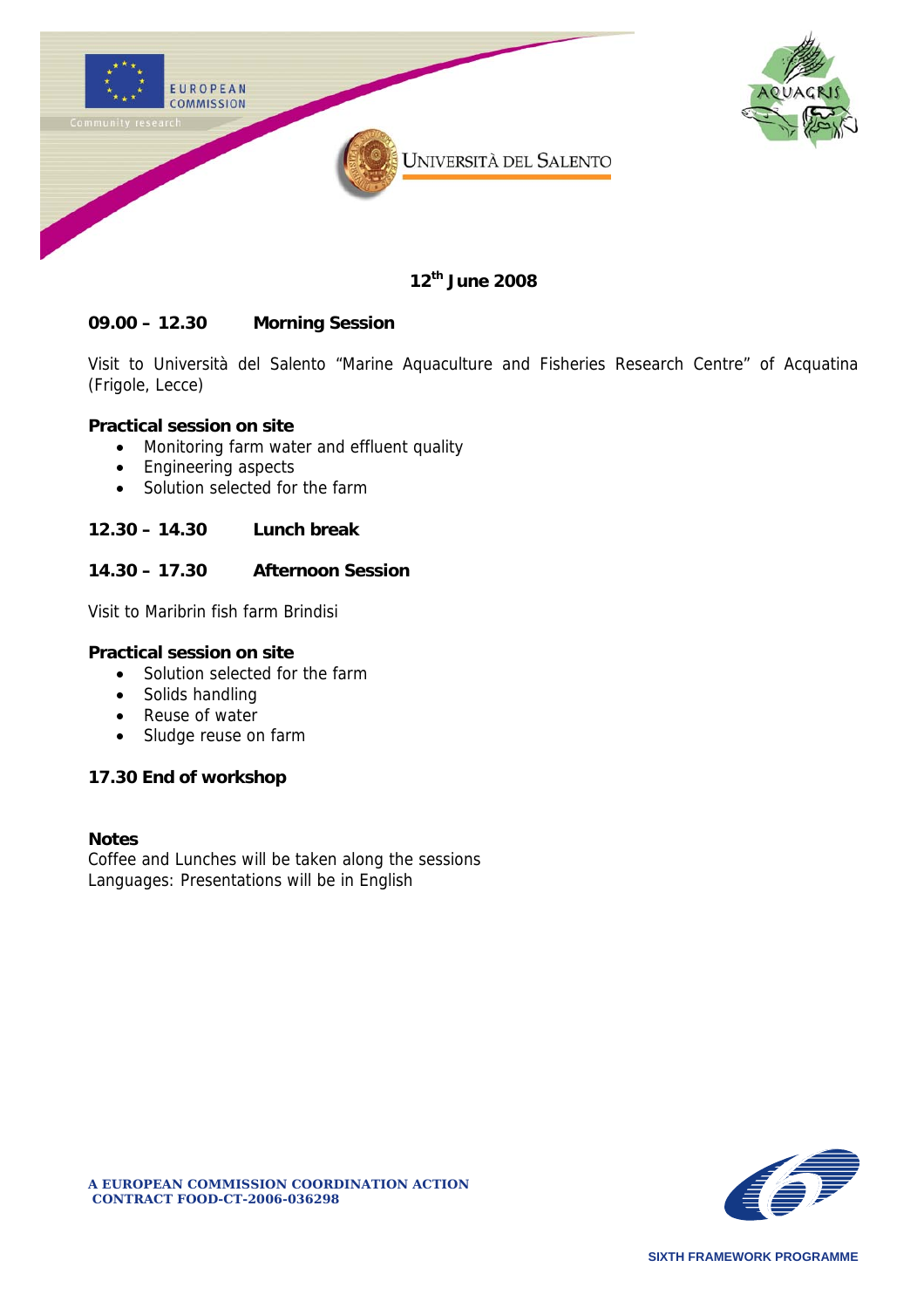**12th June 2008**

**09.00 – 12.30 Morning Session**

Visit to Università del Salento "Marine Aquaculture and Fisheries Research Centre" of Acquatina (Frigole, Lecce)

**Practical session on site**

- Monitoring farm water and effluent quality
- Engineering aspects
- Solution selected for the farm

**12.30 – 14.30 Lunch break**

**14.30 – 17.30 Afternoon Session**

Visit to Maribrin fish farm Brindisi

**Practical session on site**

- Solution selected for the farm
- Solids handling
- Reuse of water
- Sludge reuse on farm

**17.30 End of workshop**

**Notes**

Coffee and Lunches will be taken along the sessions

Languages: Presentations will be in English

**A EUROPEAN COMMISSION COORDINATION ACTION**
**CONTRACT FOOD-CT-2006-036298**

**SIXTH FRAMEWORK PROGRAMME**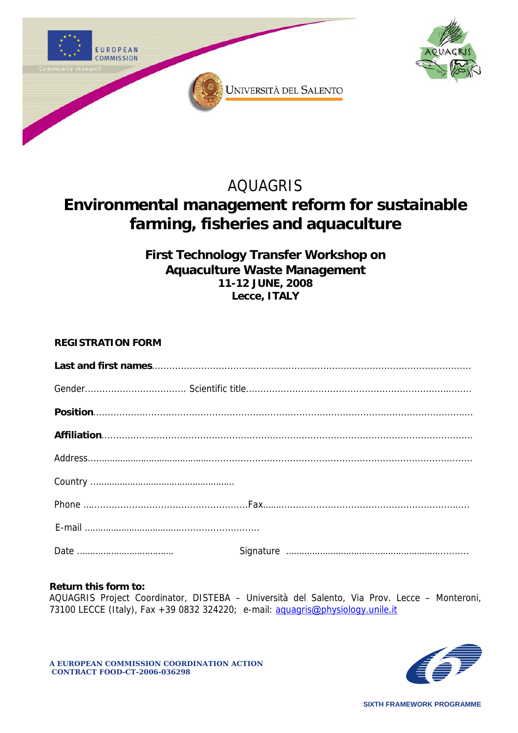EUROPEAN COMMISSION

Community research

UNIVERSITÀ DEL SALENTO

AQUAGRIS

# AQUAGRIS

# Environmental management reform for sustainable farming, fisheries and aquaculture

## First Technology Transfer Workshop on Aquaculture Waste Management

**11-12 JUNE, 2008**

**Lecce, ITALY**

**REGISTRATION FORM**

**Last and first names**..........................................................................................................

Gender.................................. Scientific title..........................................................................

**Position**...............................................................................................................................

**Affiliation**............................................................................................................................

Address....................................................................................................................................

Country ....................................................

Phone .......................................................Fax.......................................................................

E-mail ...............................................................

Date ....................................        Signature ...................................................................

**Return this form to:**

AQUAGRIS Project Coordinator, DISTEBA – Università del Salento, Via Prov. Lecce – Monteroni, 73100 LECCE (Italy), Fax +39 0832 324220; e-mail: aquagris@physiology.unile.it

**A EUROPEAN COMMISSION COORDINATION ACTION**
**CONTRACT FOOD-CT-2006-036298**

**SIXTH FRAMEWORK PROGRAMME**